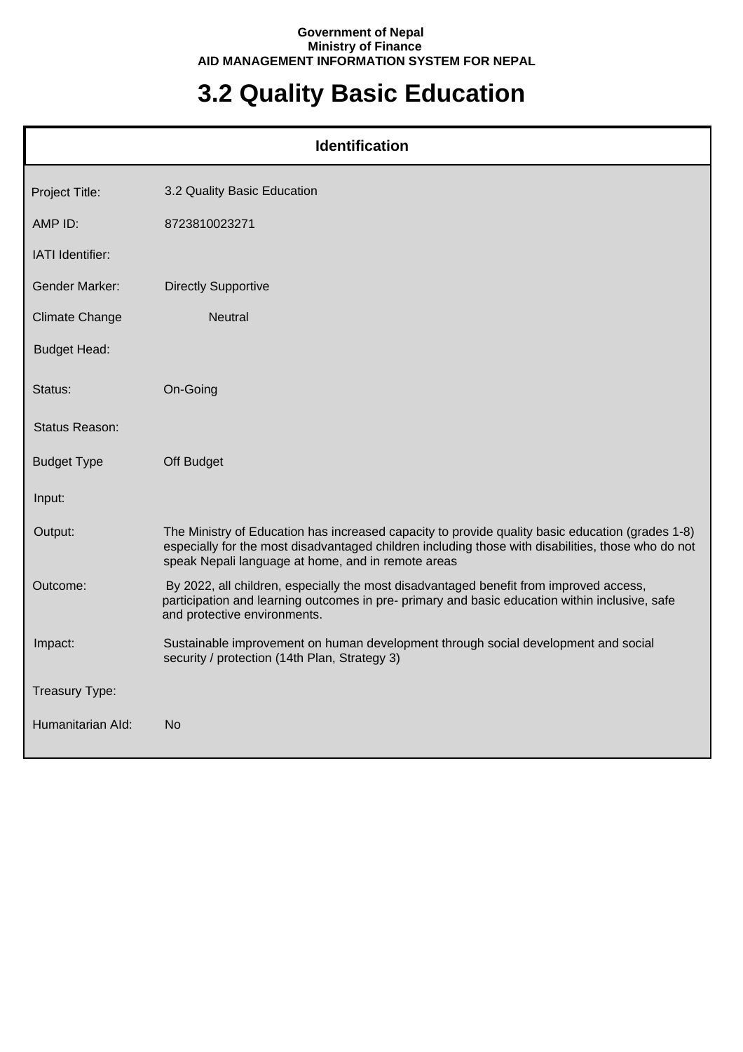**Government of Nepal**
**Ministry of Finance**
**AID MANAGEMENT INFORMATION SYSTEM FOR NEPAL**

# 3.2 Quality Basic Education

## Identification

| | |
|---|---|
| Project Title: | 3.2 Quality Basic Education |
| AMP ID: | 8723810023271 |
| IATI Identifier: | |
| Gender Marker: | Directly Supportive |
| Climate Change | Neutral |
| Budget Head: | |
| Status: | On-Going |
| Status Reason: | |
| Budget Type | Off Budget |
| Input: | |
| Output: | The Ministry of Education has increased capacity to provide quality basic education (grades 1-8) especially for the most disadvantaged children including those with disabilities, those who do not speak Nepali language at home, and in remote areas |
| Outcome: | By 2022, all children, especially the most disadvantaged benefit from improved access, participation and learning outcomes in pre- primary and basic education within inclusive, safe and protective environments. |
| Impact: | Sustainable improvement on human development through social development and social security / protection (14th Plan, Strategy 3) |
| Treasury Type: | |
| Humanitarian AId: | No |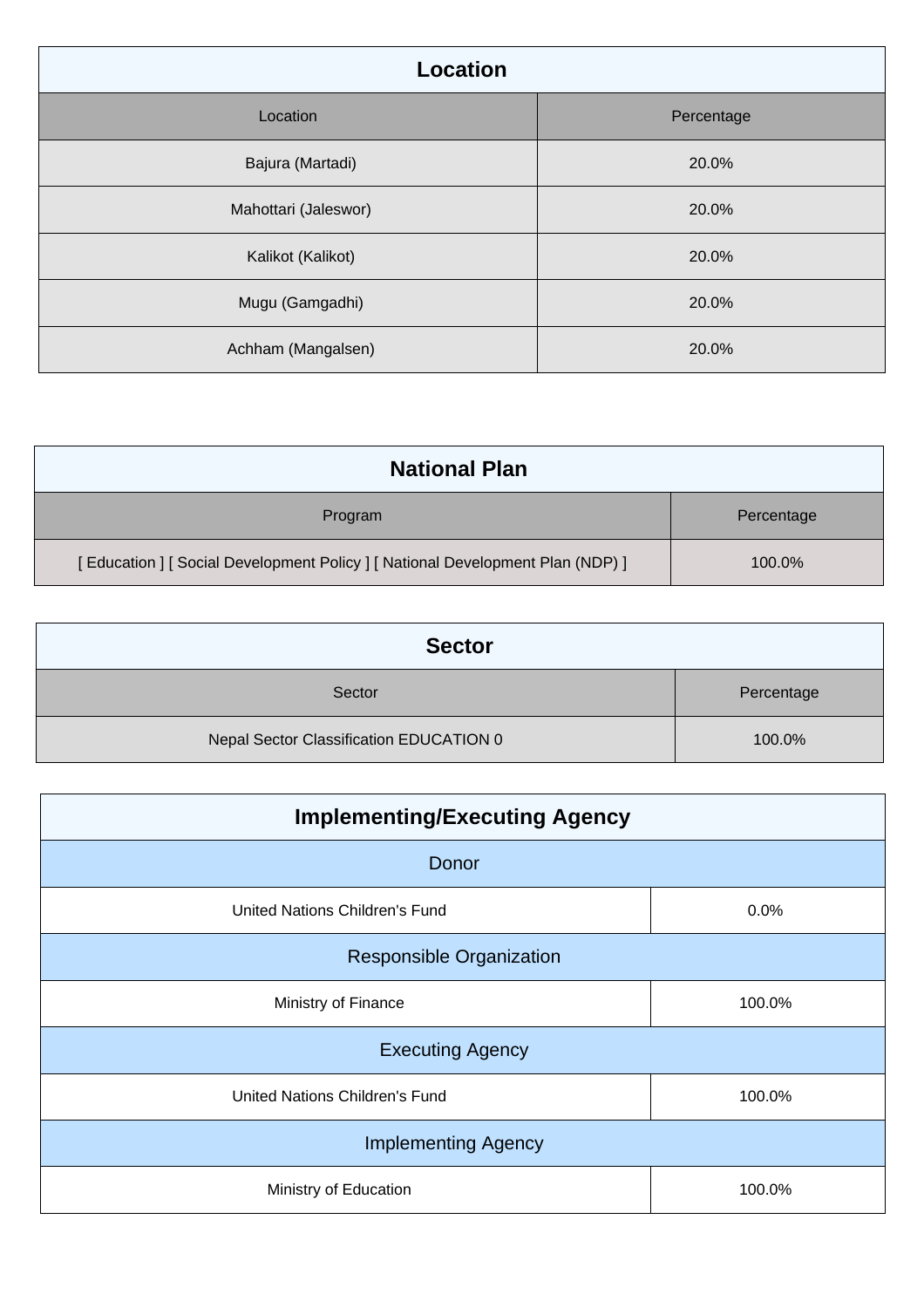## Location

| Location | Percentage |
| --- | --- |
| Bajura (Martadi) | 20.0% |
| Mahottari (Jaleswor) | 20.0% |
| Kalikot (Kalikot) | 20.0% |
| Mugu (Gamgadhi) | 20.0% |
| Achham (Mangalsen) | 20.0% |

## National Plan

| Program | Percentage |
| --- | --- |
| [ Education ] [ Social Development Policy ] [ National Development Plan (NDP) ] | 100.0% |

## Sector

| Sector | Percentage |
| --- | --- |
| Nepal Sector Classification EDUCATION 0 | 100.0% |

## Implementing/Executing Agency

| | |
| --- | --- |
| **Donor** | |
| United Nations Children's Fund | 0.0% |
| **Responsible Organization** | |
| Ministry of Finance | 100.0% |
| **Executing Agency** | |
| United Nations Children's Fund | 100.0% |
| **Implementing Agency** | |
| Ministry of Education | 100.0% |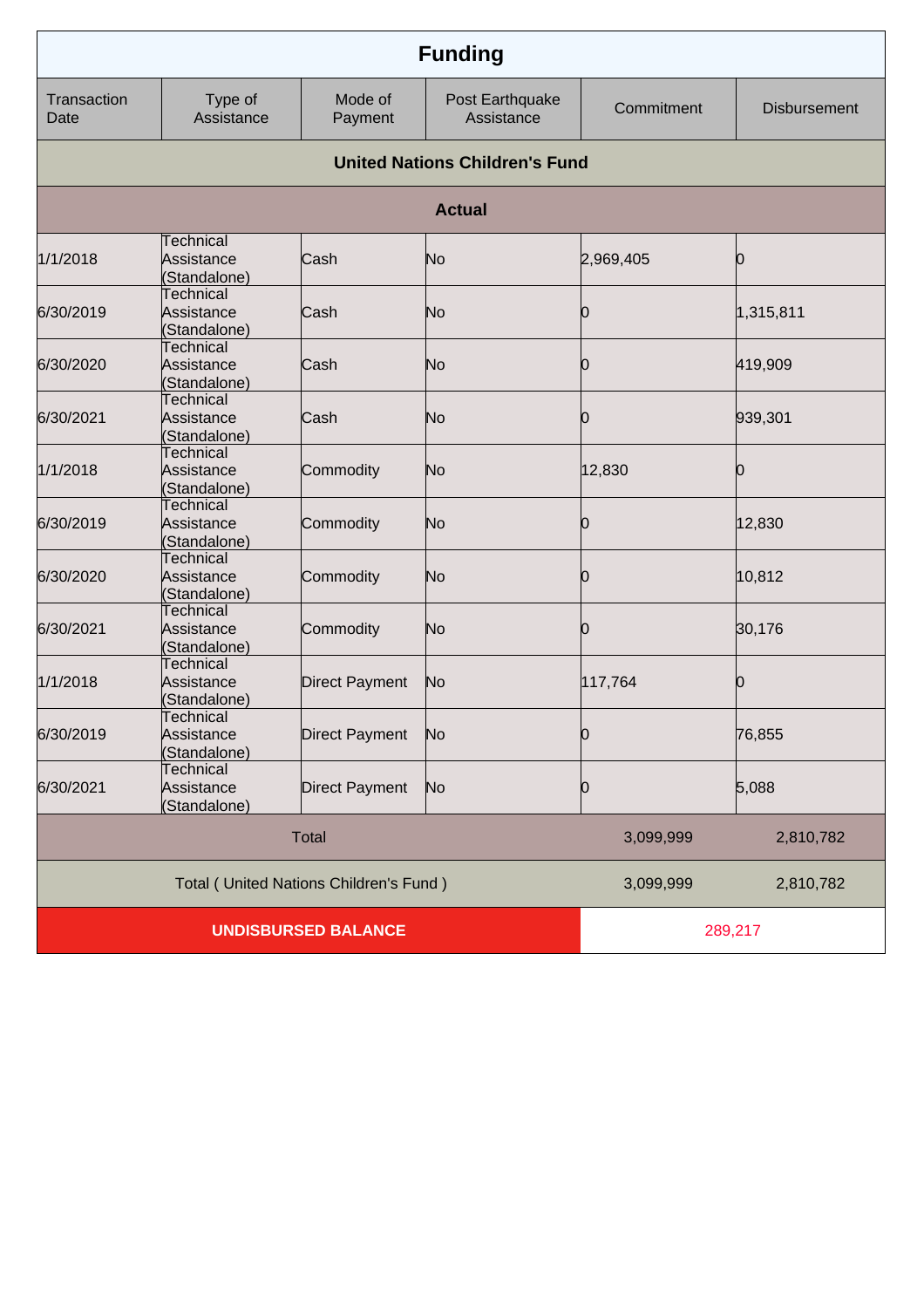| Funding | | | | | |
|---|---|---|---|---|---|
| Transaction Date | Type of Assistance | Mode of Payment | Post Earthquake Assistance | Commitment | Disbursement |
| **United Nations Children's Fund** | | | | | |
| **Actual** | | | | | |
| 1/1/2018 | Technical Assistance (Standalone) | Cash | No | 2,969,405 | 0 |
| 6/30/2019 | Technical Assistance (Standalone) | Cash | No | 0 | 1,315,811 |
| 6/30/2020 | Technical Assistance (Standalone) | Cash | No | 0 | 419,909 |
| 6/30/2021 | Technical Assistance (Standalone) | Cash | No | 0 | 939,301 |
| 1/1/2018 | Technical Assistance (Standalone) | Commodity | No | 12,830 | 0 |
| 6/30/2019 | Technical Assistance (Standalone) | Commodity | No | 0 | 12,830 |
| 6/30/2020 | Technical Assistance (Standalone) | Commodity | No | 0 | 10,812 |
| 6/30/2021 | Technical Assistance (Standalone) | Commodity | No | 0 | 30,176 |
| 1/1/2018 | Technical Assistance (Standalone) | Direct Payment | No | 117,764 | 0 |
| 6/30/2019 | Technical Assistance (Standalone) | Direct Payment | No | 0 | 76,855 |
| 6/30/2021 | Technical Assistance (Standalone) | Direct Payment | No | 0 | 5,088 |
| Total | | | | 3,099,999 | 2,810,782 |
| Total ( United Nations Children's Fund ) | | | | 3,099,999 | 2,810,782 |
| **UNDISBURSED BALANCE** | | | | 289,217 | |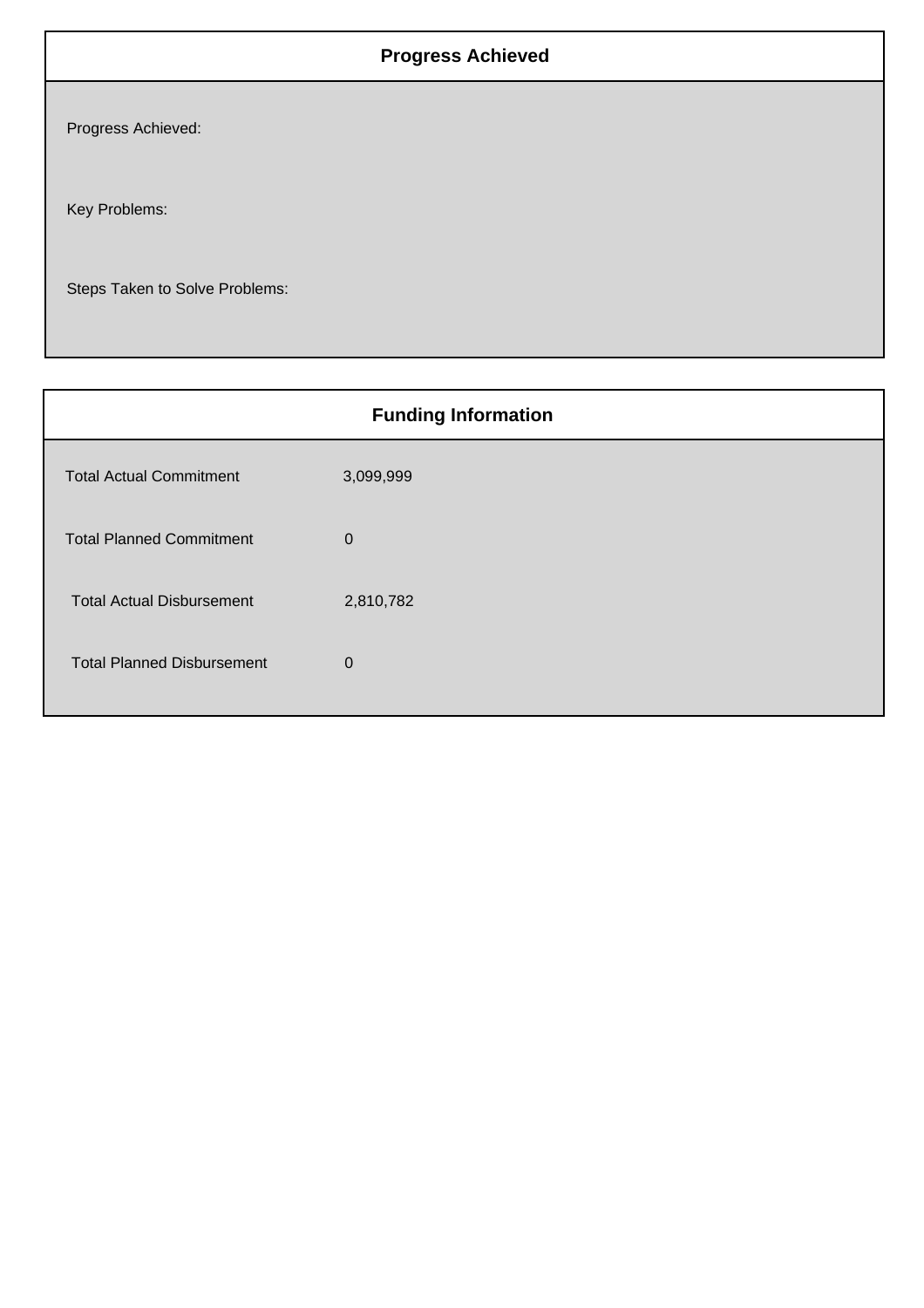## Progress Achieved

Progress Achieved:

Key Problems:

Steps Taken to Solve Problems:

## Funding Information

| | |
|---|---|
| Total Actual Commitment | 3,099,999 |
| Total Planned Commitment | 0 |
| Total Actual Disbursement | 2,810,782 |
| Total Planned Disbursement | 0 |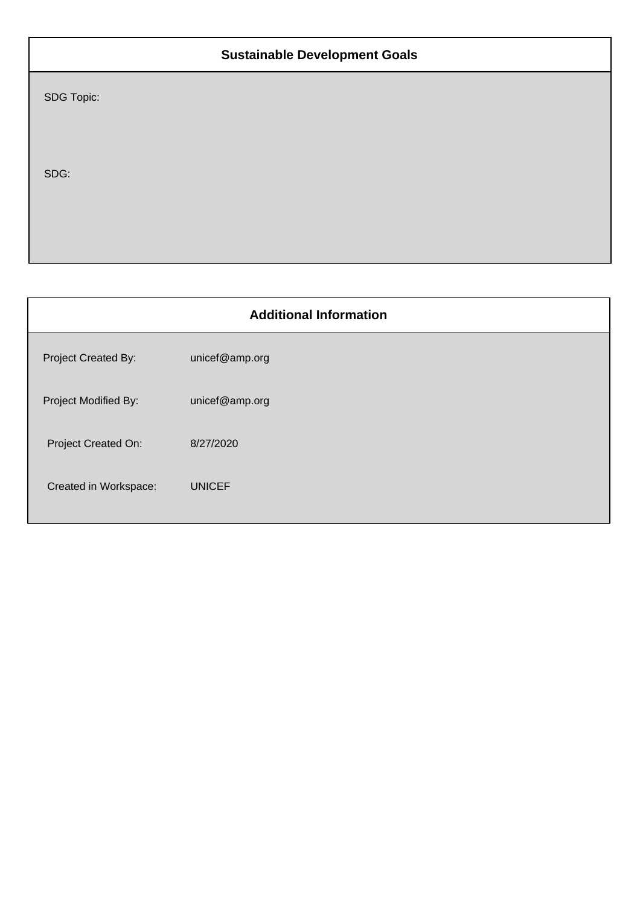## Sustainable Development Goals

SDG Topic:

SDG:

## Additional Information

| | |
|---|---|
| Project Created By: | unicef@amp.org |
| Project Modified By: | unicef@amp.org |
| Project Created On: | 8/27/2020 |
| Created in Workspace: | UNICEF |